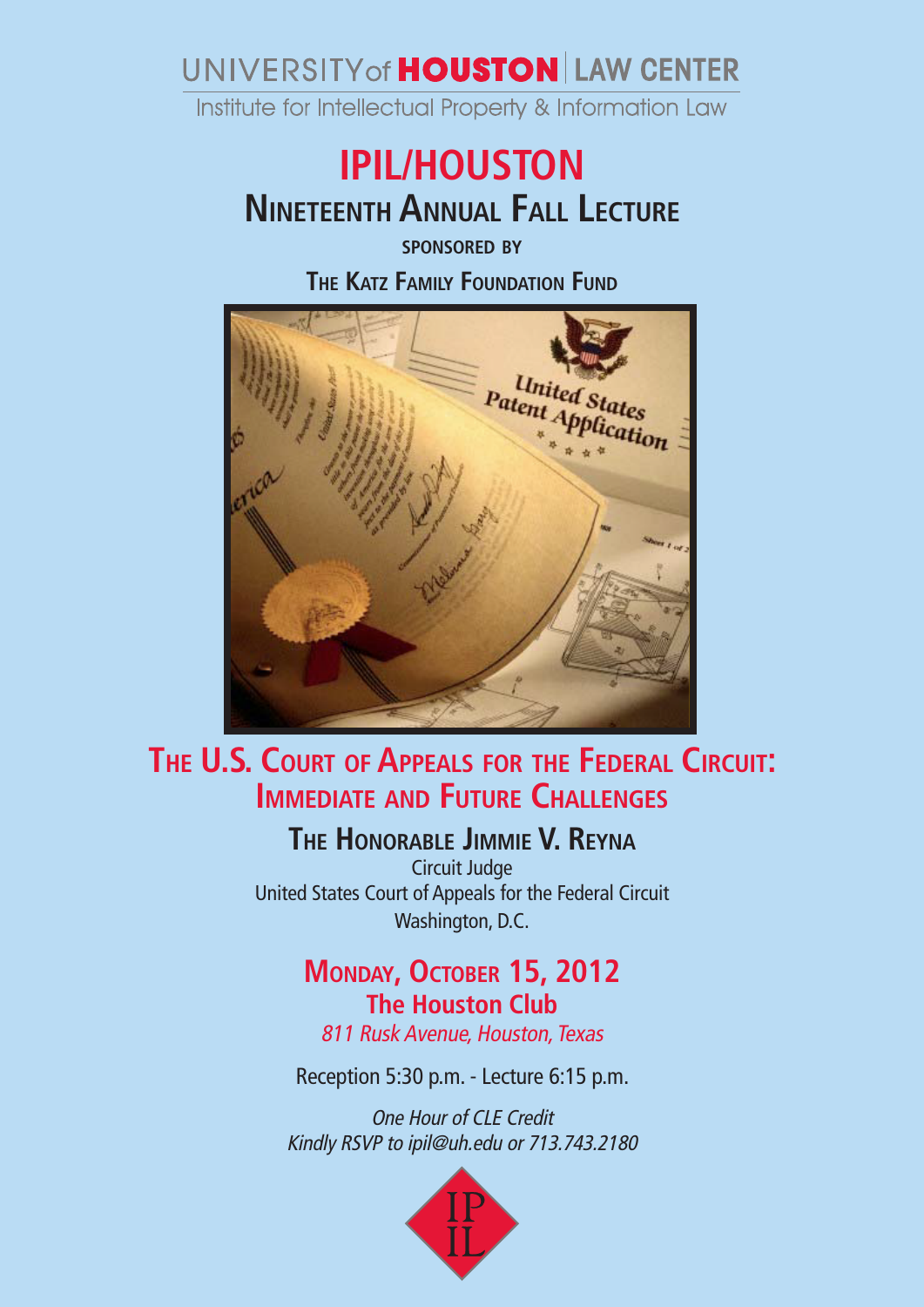UNIVERSITY of **HOUSTON** | LAW CENTER

Institute for Intellectual Property & Information Law

# IPIL/HOUSTON

## Nineteenth Annual Fall Lecture

**SPONSORED BY**

**The Katz Family Foundation Fund**

## The U.S. Court of Appeals for the Federal Circuit: Immediate and Future Challenges

### The Honorable Jimmie V. Reyna

Circuit Judge
United States Court of Appeals for the Federal Circuit
Washington, D.C.

**Monday, October 15, 2012**

**The Houston Club**

*811 Rusk Avenue, Houston, Texas*

Reception 5:30 p.m. - Lecture 6:15 p.m.

*One Hour of CLE Credit*
*Kindly RSVP to ipil@uh.edu or 713.743.2180*

IP IL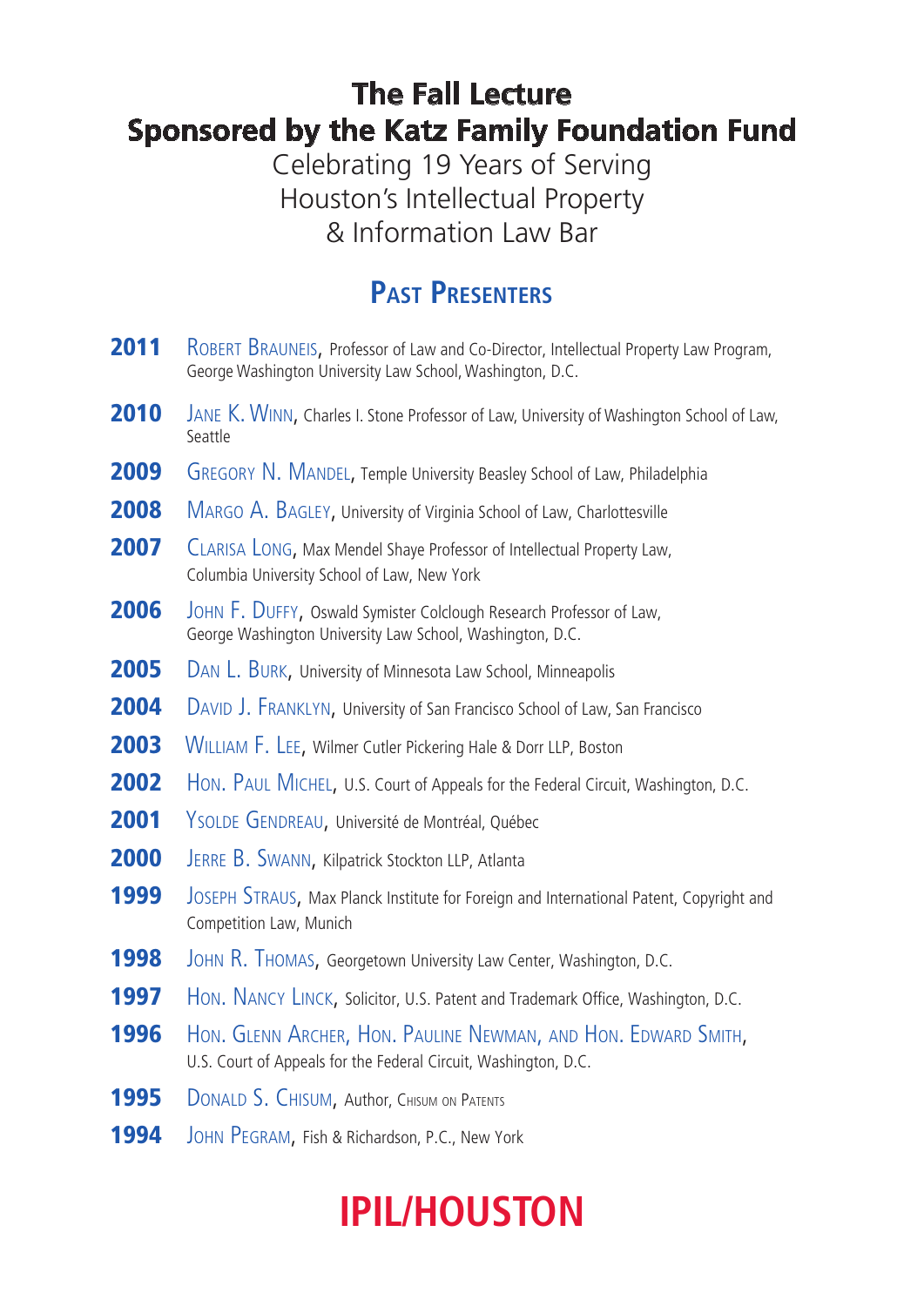# The Fall Lecture
# Sponsored by the Katz Family Foundation Fund

Celebrating 19 Years of Serving
Houston's Intellectual Property
& Information Law Bar

## Past Presenters

**2011** Robert Brauneis, Professor of Law and Co-Director, Intellectual Property Law Program, George Washington University Law School, Washington, D.C.

**2010** Jane K. Winn, Charles I. Stone Professor of Law, University of Washington School of Law, Seattle

**2009** Gregory N. Mandel, Temple University Beasley School of Law, Philadelphia

**2008** Margo A. Bagley, University of Virginia School of Law, Charlottesville

**2007** Clarisa Long, Max Mendel Shaye Professor of Intellectual Property Law, Columbia University School of Law, New York

**2006** John F. Duffy, Oswald Symister Colclough Research Professor of Law, George Washington University Law School, Washington, D.C.

**2005** Dan L. Burk, University of Minnesota Law School, Minneapolis

**2004** David J. Franklyn, University of San Francisco School of Law, San Francisco

**2003** William F. Lee, Wilmer Cutler Pickering Hale & Dorr LLP, Boston

**2002** Hon. Paul Michel, U.S. Court of Appeals for the Federal Circuit, Washington, D.C.

**2001** Ysolde Gendreau, Université de Montréal, Québec

**2000** Jerre B. Swann, Kilpatrick Stockton LLP, Atlanta

**1999** Joseph Straus, Max Planck Institute for Foreign and International Patent, Copyright and Competition Law, Munich

**1998** John R. Thomas, Georgetown University Law Center, Washington, D.C.

**1997** Hon. Nancy Linck, Solicitor, U.S. Patent and Trademark Office, Washington, D.C.

**1996** Hon. Glenn Archer, Hon. Pauline Newman, and Hon. Edward Smith, U.S. Court of Appeals for the Federal Circuit, Washington, D.C.

**1995** Donald S. Chisum, Author, Chisum on Patents

**1994** John Pegram, Fish & Richardson, P.C., New York

**IPIL/HOUSTON**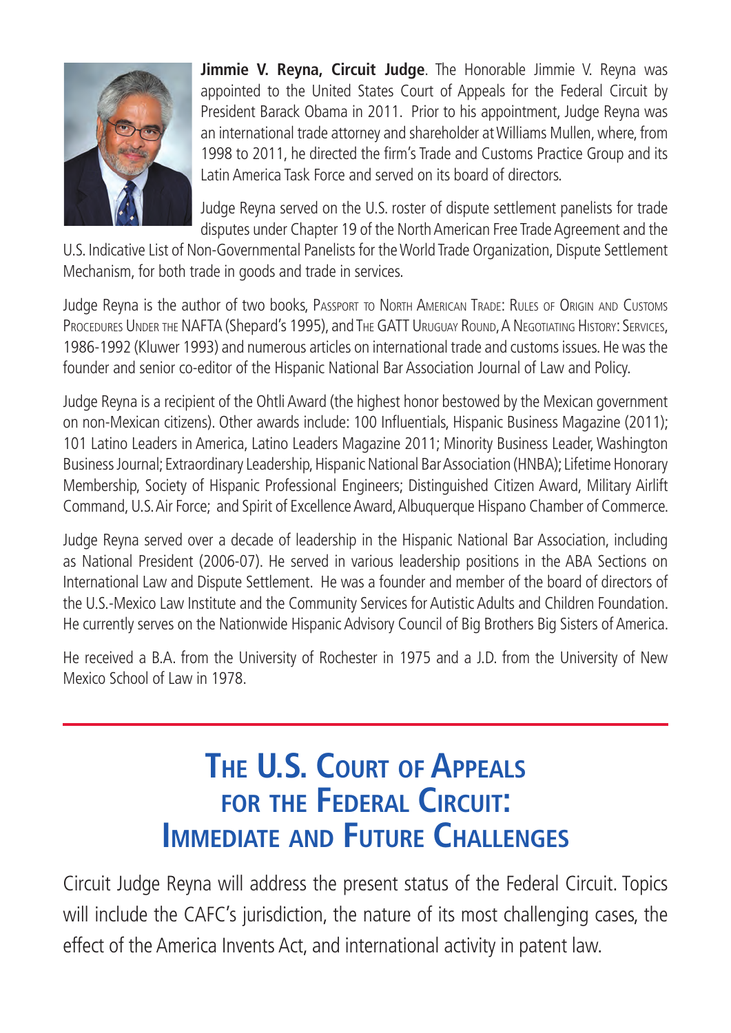**Jimmie V. Reyna, Circuit Judge**. The Honorable Jimmie V. Reyna was appointed to the United States Court of Appeals for the Federal Circuit by President Barack Obama in 2011. Prior to his appointment, Judge Reyna was an international trade attorney and shareholder at Williams Mullen, where, from 1998 to 2011, he directed the firm's Trade and Customs Practice Group and its Latin America Task Force and served on its board of directors.

Judge Reyna served on the U.S. roster of dispute settlement panelists for trade disputes under Chapter 19 of the North American Free Trade Agreement and the U.S. Indicative List of Non-Governmental Panelists for the World Trade Organization, Dispute Settlement Mechanism, for both trade in goods and trade in services.

Judge Reyna is the author of two books, Passport to North American Trade: Rules of Origin and Customs Procedures Under the NAFTA (Shepard's 1995), and The GATT Uruguay Round, A Negotiating History: Services, 1986-1992 (Kluwer 1993) and numerous articles on international trade and customs issues. He was the founder and senior co-editor of the Hispanic National Bar Association Journal of Law and Policy.

Judge Reyna is a recipient of the Ohtli Award (the highest honor bestowed by the Mexican government on non-Mexican citizens). Other awards include: 100 Influentials, Hispanic Business Magazine (2011); 101 Latino Leaders in America, Latino Leaders Magazine 2011; Minority Business Leader, Washington Business Journal; Extraordinary Leadership, Hispanic National Bar Association (HNBA); Lifetime Honorary Membership, Society of Hispanic Professional Engineers; Distinguished Citizen Award, Military Airlift Command, U.S. Air Force; and Spirit of Excellence Award, Albuquerque Hispano Chamber of Commerce.

Judge Reyna served over a decade of leadership in the Hispanic National Bar Association, including as National President (2006-07). He served in various leadership positions in the ABA Sections on International Law and Dispute Settlement. He was a founder and member of the board of directors of the U.S.-Mexico Law Institute and the Community Services for Autistic Adults and Children Foundation. He currently serves on the Nationwide Hispanic Advisory Council of Big Brothers Big Sisters of America.

He received a B.A. from the University of Rochester in 1975 and a J.D. from the University of New Mexico School of Law in 1978.

---

# The U.S. Court of Appeals for the Federal Circuit: Immediate and Future Challenges

Circuit Judge Reyna will address the present status of the Federal Circuit. Topics will include the CAFC's jurisdiction, the nature of its most challenging cases, the effect of the America Invents Act, and international activity in patent law.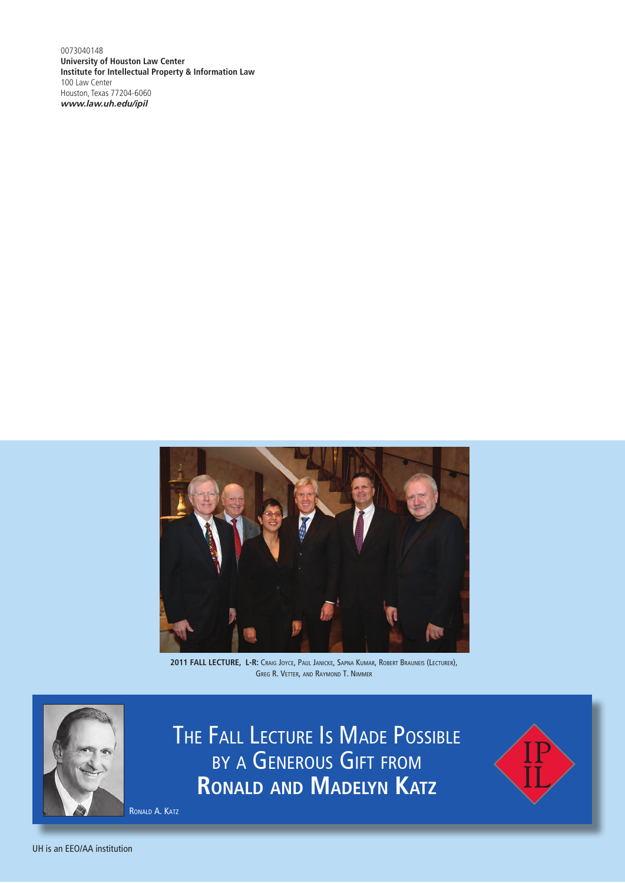0073040148
**University of Houston Law Center**
**Institute for Intellectual Property & Information Law**
100 Law Center
Houston, Texas 77204-6060
***www.law.uh.edu/ipil***

**2011 FALL LECTURE, L-R:** Craig Joyce, Paul Janicke, Sapna Kumar, Robert Brauneis (Lecturer), Greg R. Vetter, and Raymond T. Nimmer

# The Fall Lecture Is Made Possible by a Generous Gift from **Ronald and Madelyn Katz**

Ronald A. Katz

IP IL

UH is an EEO/AA institution